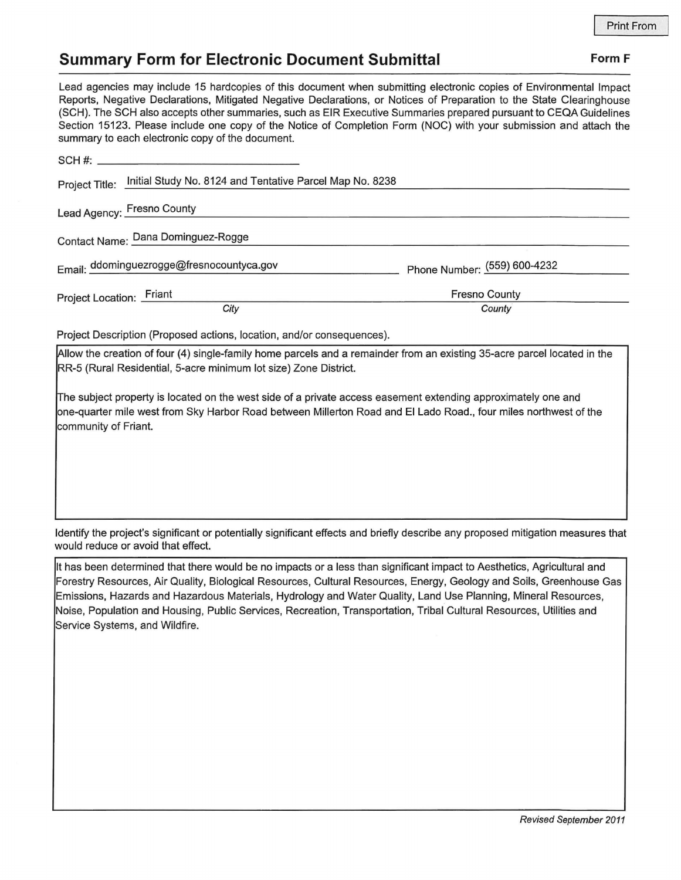Print From

## Summary Form for Electronic Document Submittal

**Form F**

Lead agencies may include 15 hardcopies of this document when submitting electronic copies of Environmental Impact Reports, Negative Declarations, Mitigated Negative Declarations, or Notices of Preparation to the State Clearinghouse (SCH). The SCH also accepts other summaries, such as EIR Executive Summaries prepared pursuant to CEQA Guidelines Section 15123. Please include one copy of the Notice of Completion Form (NOC) with your submission and attach the summary to each electronic copy of the document.

SCH #: ______________________

Project Title: Initial Study No. 8124 and Tentative Parcel Map No. 8238

Lead Agency: Fresno County

Contact Name: Dana Dominguez-Rogge

Email: ddominguezrogge@fresnocountyca.gov

Phone Number: (559) 600-4232

Project Location: Friant (*City*), Fresno County (*County*)

Project Description (Proposed actions, location, and/or consequences).

Allow the creation of four (4) single-family home parcels and a remainder from an existing 35-acre parcel located in the RR-5 (Rural Residential, 5-acre minimum lot size) Zone District.

The subject property is located on the west side of a private access easement extending approximately one and one-quarter mile west from Sky Harbor Road between Millerton Road and El Lado Road., four miles northwest of the community of Friant.

Identify the project's significant or potentially significant effects and briefly describe any proposed mitigation measures that would reduce or avoid that effect.

It has been determined that there would be no impacts or a less than significant impact to Aesthetics, Agricultural and Forestry Resources, Air Quality, Biological Resources, Cultural Resources, Energy, Geology and Soils, Greenhouse Gas Emissions, Hazards and Hazardous Materials, Hydrology and Water Quality, Land Use Planning, Mineral Resources, Noise, Population and Housing, Public Services, Recreation, Transportation, Tribal Cultural Resources, Utilities and Service Systems, and Wildfire.

*Revised September 2011*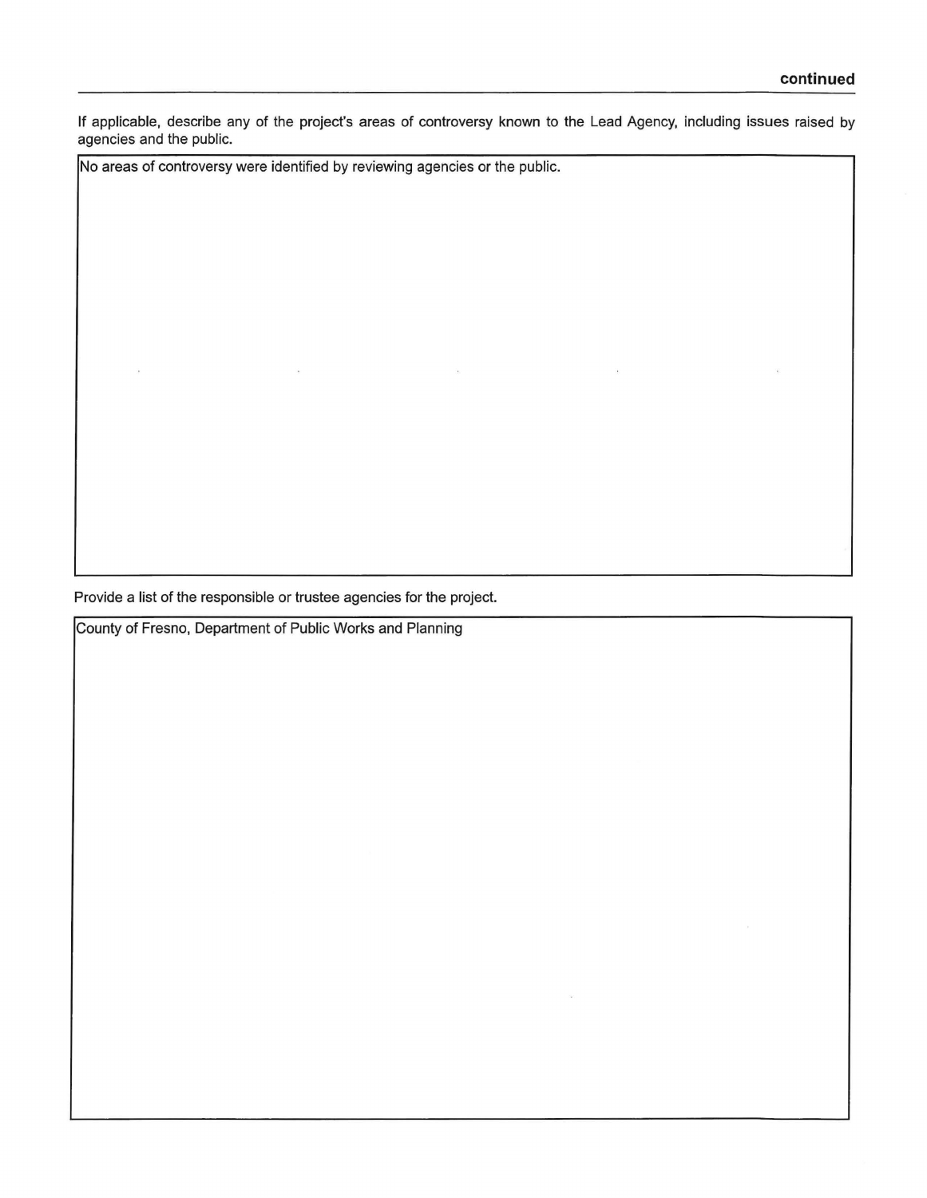**continued**

If applicable, describe any of the project's areas of controversy known to the Lead Agency, including issues raised by agencies and the public.

No areas of controversy were identified by reviewing agencies or the public.

Provide a list of the responsible or trustee agencies for the project.

County of Fresno, Department of Public Works and Planning